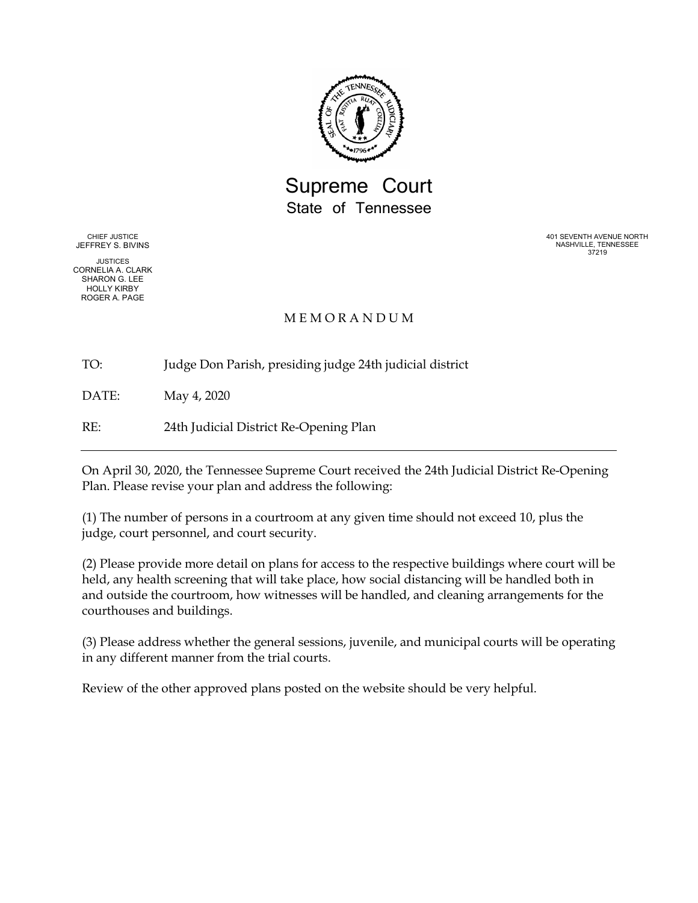# Supreme Court
## State of Tennessee

CHIEF JUSTICE
JEFFREY S. BIVINS

JUSTICES
CORNELIA A. CLARK
SHARON G. LEE
HOLLY KIRBY
ROGER A. PAGE

401 SEVENTH AVENUE NORTH
NASHVILLE, TENNESSEE
37219

M E M O R A N D U M

TO: Judge Don Parish, presiding judge 24th judicial district

DATE: May 4, 2020

RE: 24th Judicial District Re-Opening Plan

---

On April 30, 2020, the Tennessee Supreme Court received the 24th Judicial District Re-Opening Plan. Please revise your plan and address the following:

(1) The number of persons in a courtroom at any given time should not exceed 10, plus the judge, court personnel, and court security.

(2) Please provide more detail on plans for access to the respective buildings where court will be held, any health screening that will take place, how social distancing will be handled both in and outside the courtroom, how witnesses will be handled, and cleaning arrangements for the courthouses and buildings.

(3) Please address whether the general sessions, juvenile, and municipal courts will be operating in any different manner from the trial courts.

Review of the other approved plans posted on the website should be very helpful.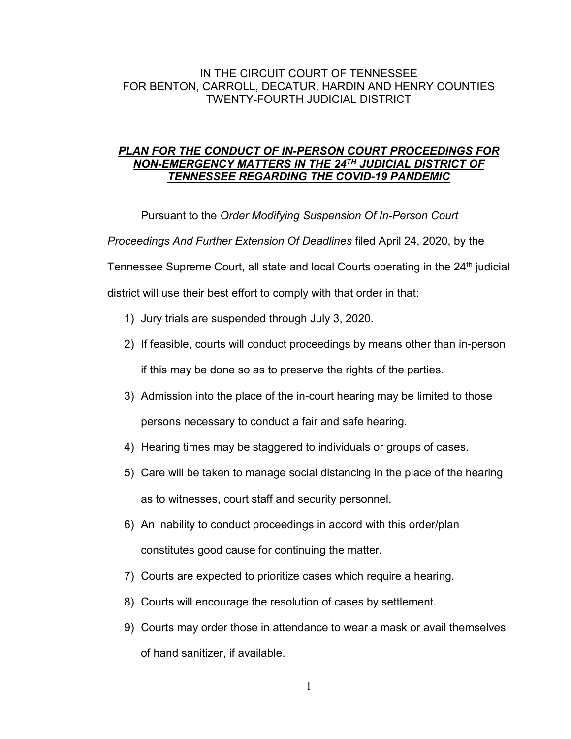IN THE CIRCUIT COURT OF TENNESSEE
FOR BENTON, CARROLL, DECATUR, HARDIN AND HENRY COUNTIES
TWENTY-FOURTH JUDICIAL DISTRICT

***PLAN FOR THE CONDUCT OF IN-PERSON COURT PROCEEDINGS FOR NON-EMERGENCY MATTERS IN THE 24TH JUDICIAL DISTRICT OF TENNESSEE REGARDING THE COVID-19 PANDEMIC***

Pursuant to the *Order Modifying Suspension Of In-Person Court Proceedings And Further Extension Of Deadlines* filed April 24, 2020, by the Tennessee Supreme Court, all state and local Courts operating in the 24th judicial district will use their best effort to comply with that order in that:

1) Jury trials are suspended through July 3, 2020.
2) If feasible, courts will conduct proceedings by means other than in-person if this may be done so as to preserve the rights of the parties.
3) Admission into the place of the in-court hearing may be limited to those persons necessary to conduct a fair and safe hearing.
4) Hearing times may be staggered to individuals or groups of cases.
5) Care will be taken to manage social distancing in the place of the hearing as to witnesses, court staff and security personnel.
6) An inability to conduct proceedings in accord with this order/plan constitutes good cause for continuing the matter.
7) Courts are expected to prioritize cases which require a hearing.
8) Courts will encourage the resolution of cases by settlement.
9) Courts may order those in attendance to wear a mask or avail themselves of hand sanitizer, if available.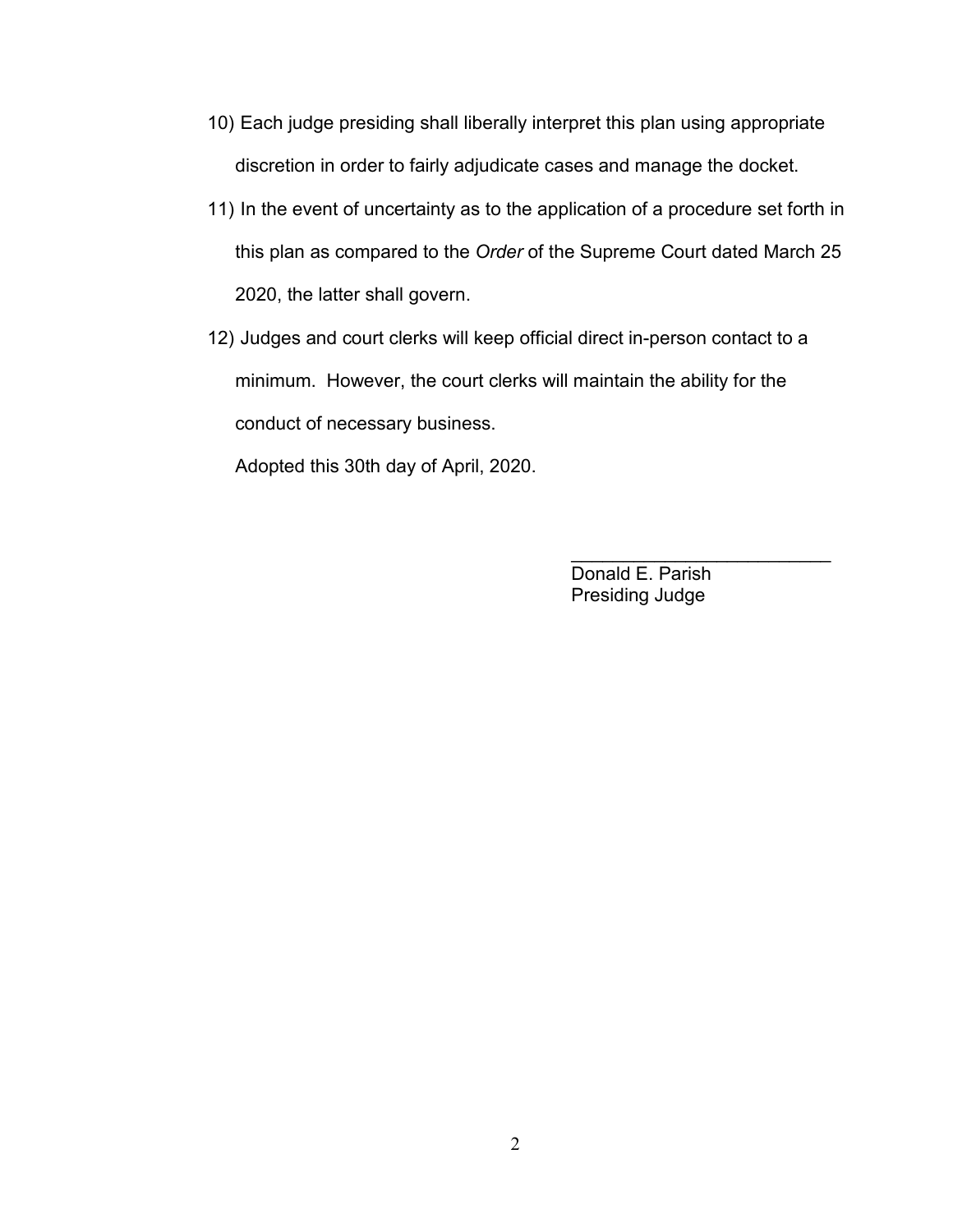10) Each judge presiding shall liberally interpret this plan using appropriate discretion in order to fairly adjudicate cases and manage the docket.

11) In the event of uncertainty as to the application of a procedure set forth in this plan as compared to the *Order* of the Supreme Court dated March 25 2020, the latter shall govern.

12) Judges and court clerks will keep official direct in-person contact to a minimum. However, the court clerks will maintain the ability for the conduct of necessary business.

Adopted this 30th day of April, 2020.

\_\_\_\_\_\_\_\_\_\_\_\_\_\_\_\_\_\_\_\_\_\_\_\_\_\_
Donald E. Parish
Presiding Judge